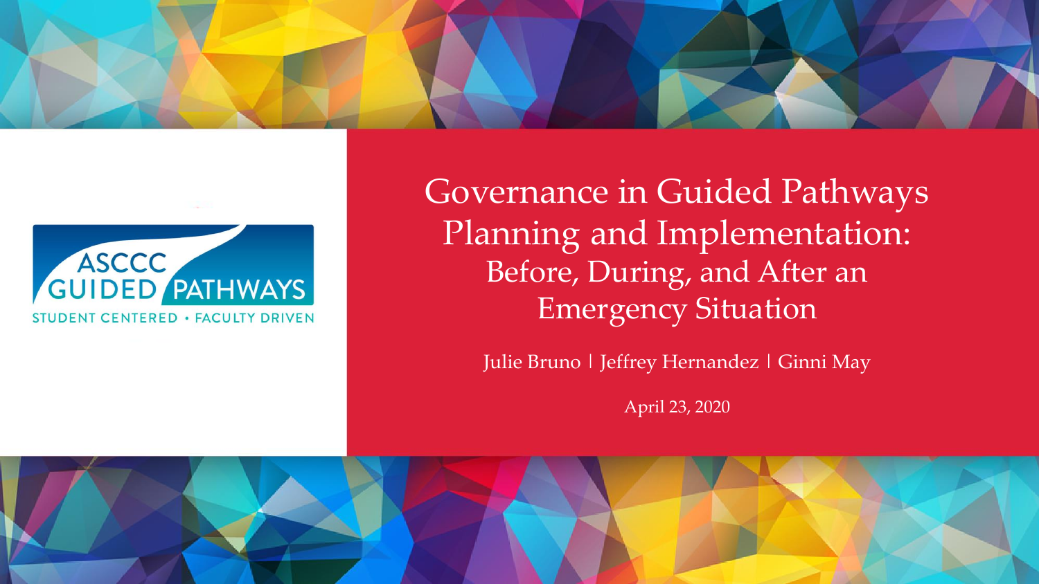ASCCC GUIDED PATHWAYS

STUDENT CENTERED • FACULTY DRIVEN

# Governance in Guided Pathways Planning and Implementation:

## Before, During, and After an Emergency Situation

Julie Bruno | Jeffrey Hernandez | Ginni May

April 23, 2020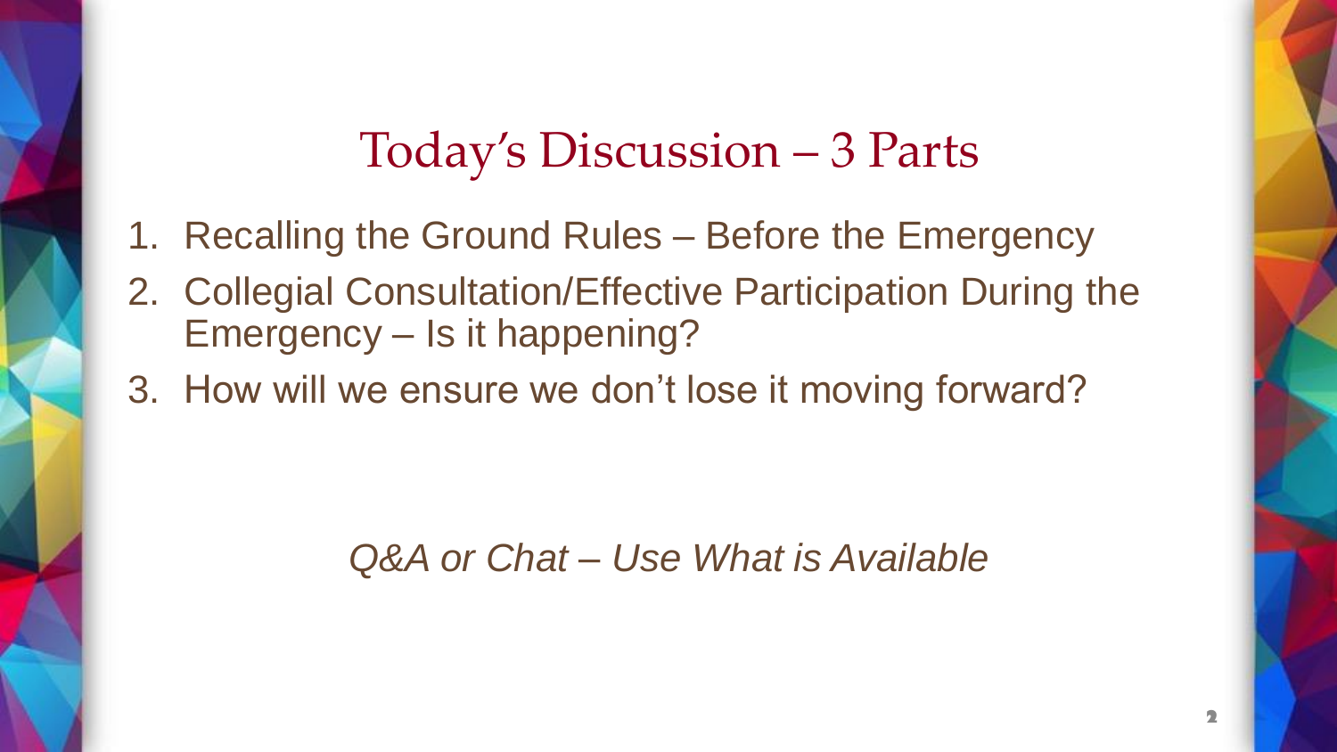# Today's Discussion – 3 Parts

1. Recalling the Ground Rules – Before the Emergency
2. Collegial Consultation/Effective Participation During the Emergency – Is it happening?
3. How will we ensure we don't lose it moving forward?

*Q&A or Chat – Use What is Available*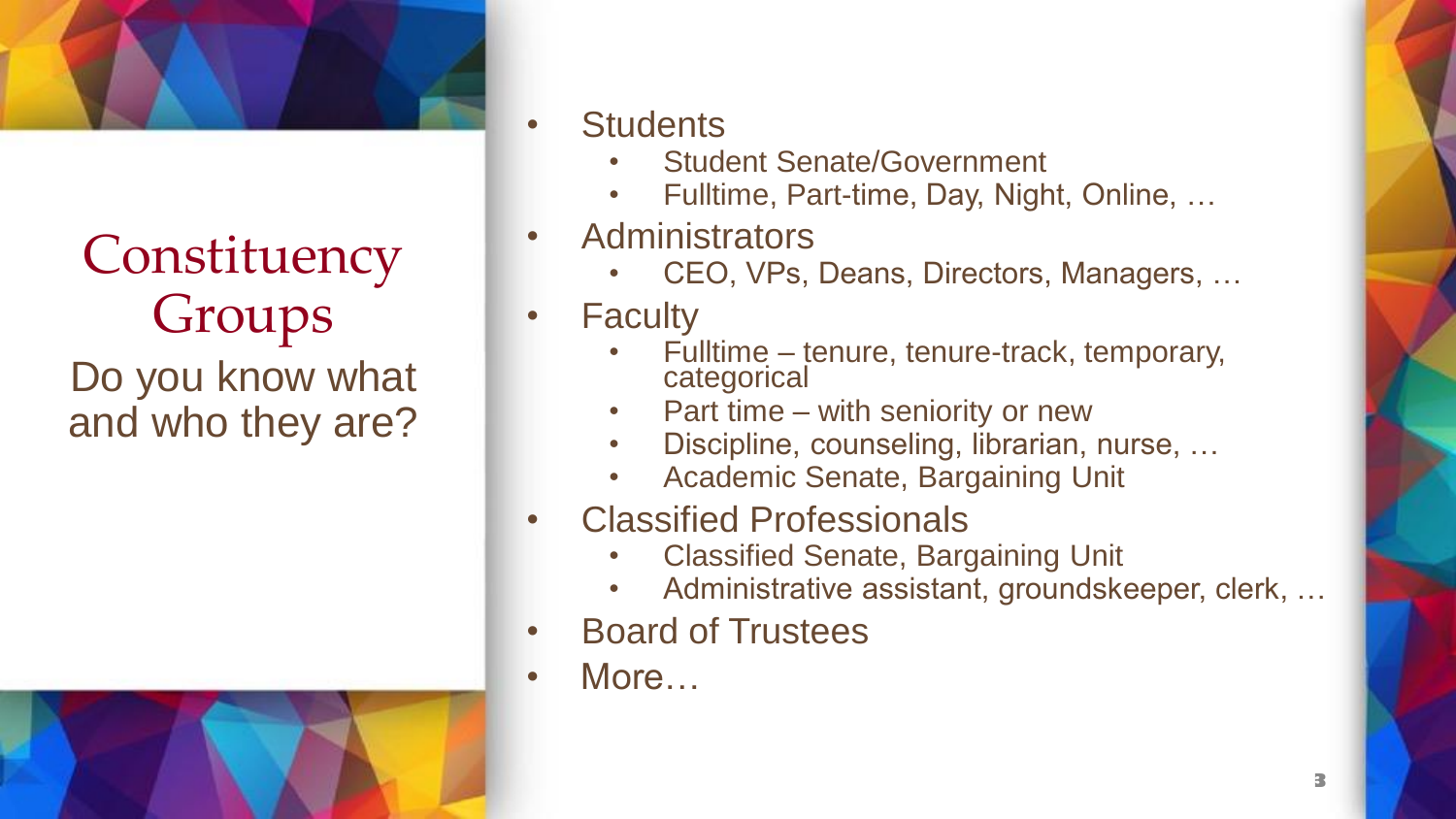# Constituency Groups

Do you know what and who they are?

- Students
  - Student Senate/Government
  - Fulltime, Part-time, Day, Night, Online, …
- Administrators
  - CEO, VPs, Deans, Directors, Managers, …
- Faculty
  - Fulltime – tenure, tenure-track, temporary, categorical
  - Part time – with seniority or new
  - Discipline, counseling, librarian, nurse, …
  - Academic Senate, Bargaining Unit
- Classified Professionals
  - Classified Senate, Bargaining Unit
  - Administrative assistant, groundskeeper, clerk, …
- Board of Trustees
- More…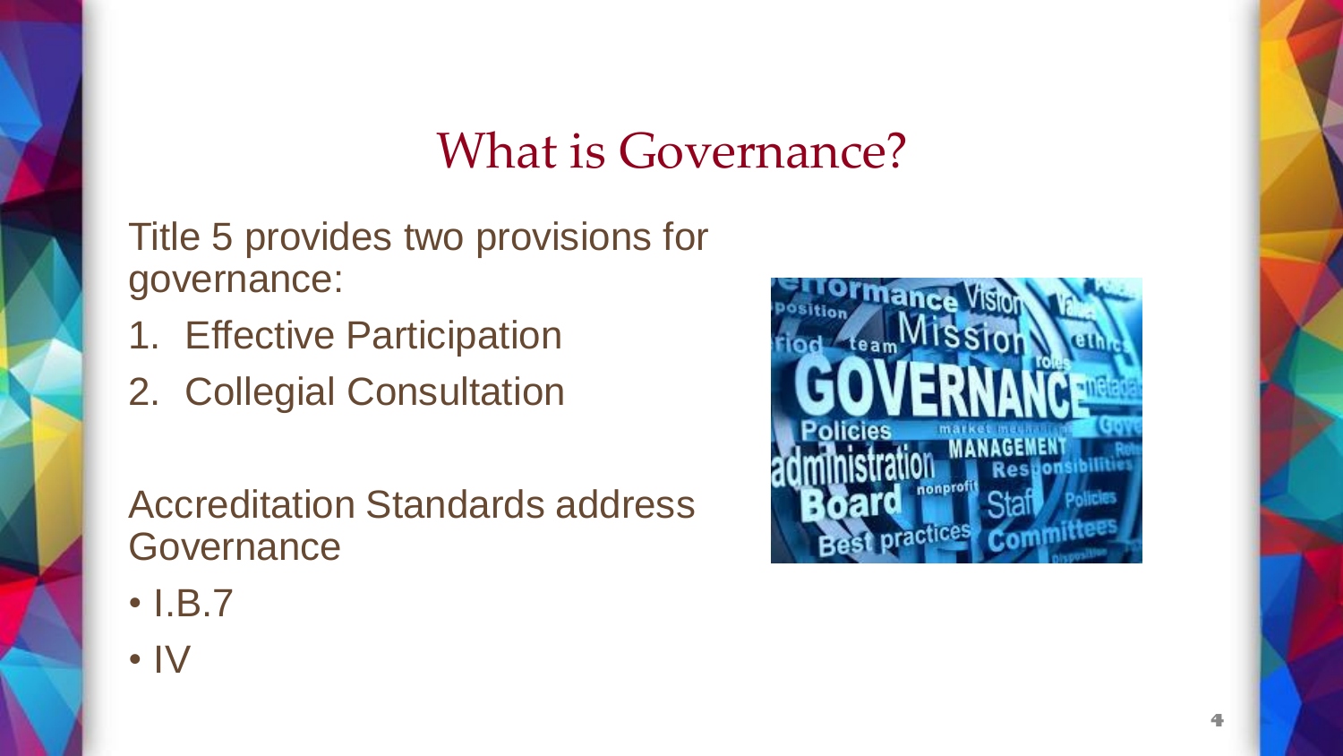# What is Governance?

Title 5 provides two provisions for governance:

1. Effective Participation
2. Collegial Consultation

Accreditation Standards address Governance

- I.B.7
- IV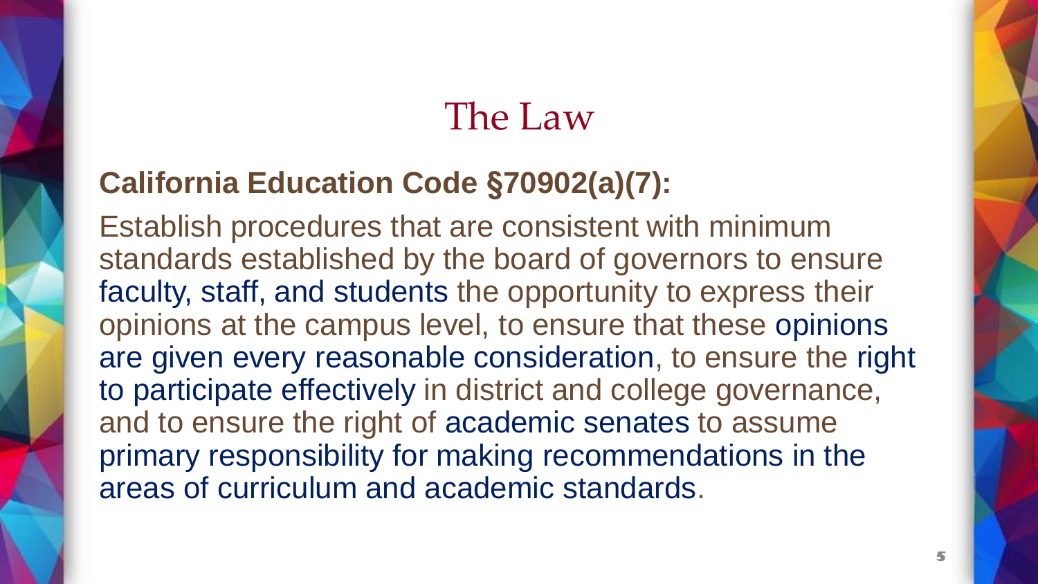# The Law

**California Education Code §70902(a)(7):**

Establish procedures that are consistent with minimum standards established by the board of governors to ensure faculty, staff, and students the opportunity to express their opinions at the campus level, to ensure that these opinions are given every reasonable consideration, to ensure the right to participate effectively in district and college governance, and to ensure the right of academic senates to assume primary responsibility for making recommendations in the areas of curriculum and academic standards.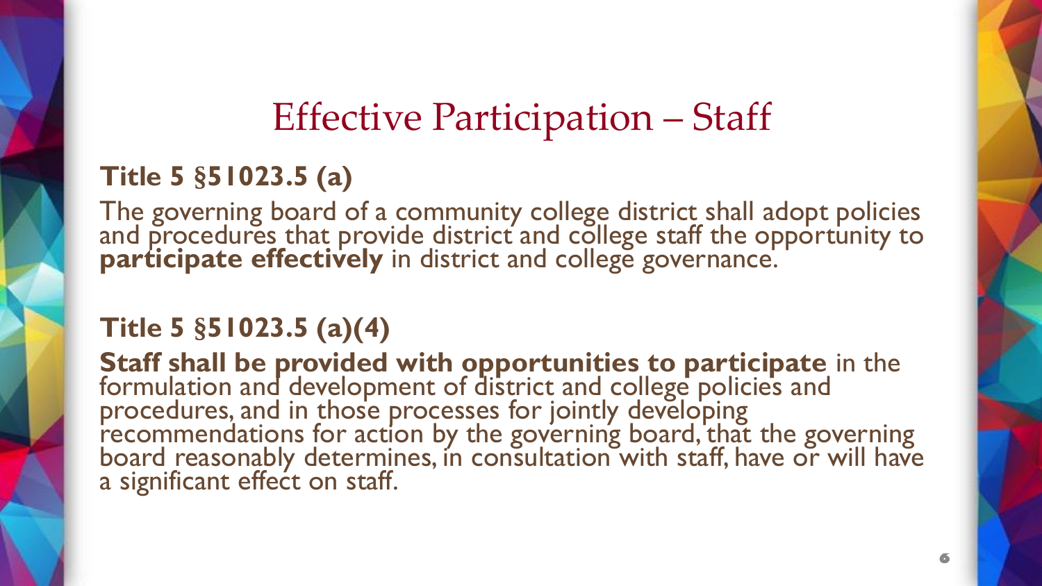# Effective Participation – Staff

**Title 5 §51023.5 (a)**

The governing board of a community college district shall adopt policies and procedures that provide district and college staff the opportunity to **participate effectively** in district and college governance.

**Title 5 §51023.5 (a)(4)**

**Staff shall be provided with opportunities to participate** in the formulation and development of district and college policies and procedures, and in those processes for jointly developing recommendations for action by the governing board, that the governing board reasonably determines, in consultation with staff, have or will have a significant effect on staff.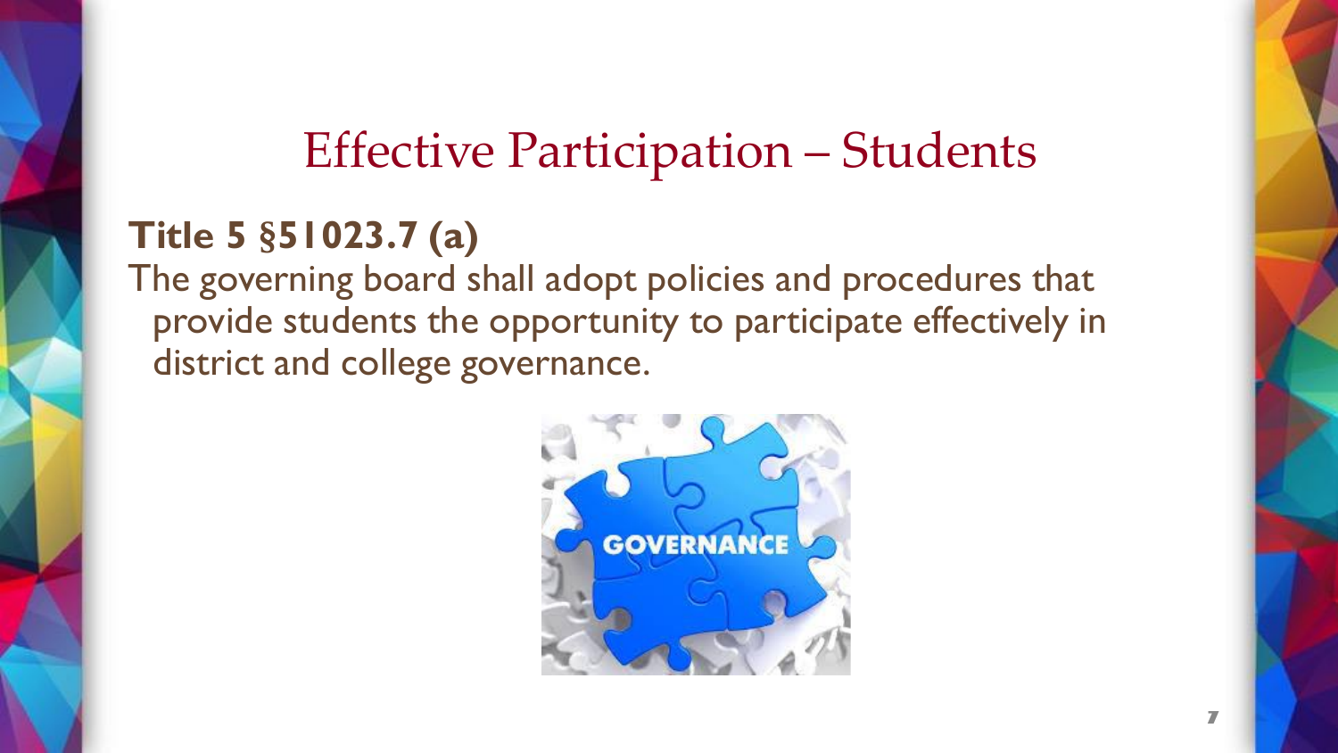# Effective Participation – Students

**Title 5 §51023.7 (a)**

The governing board shall adopt policies and procedures that provide students the opportunity to participate effectively in district and college governance.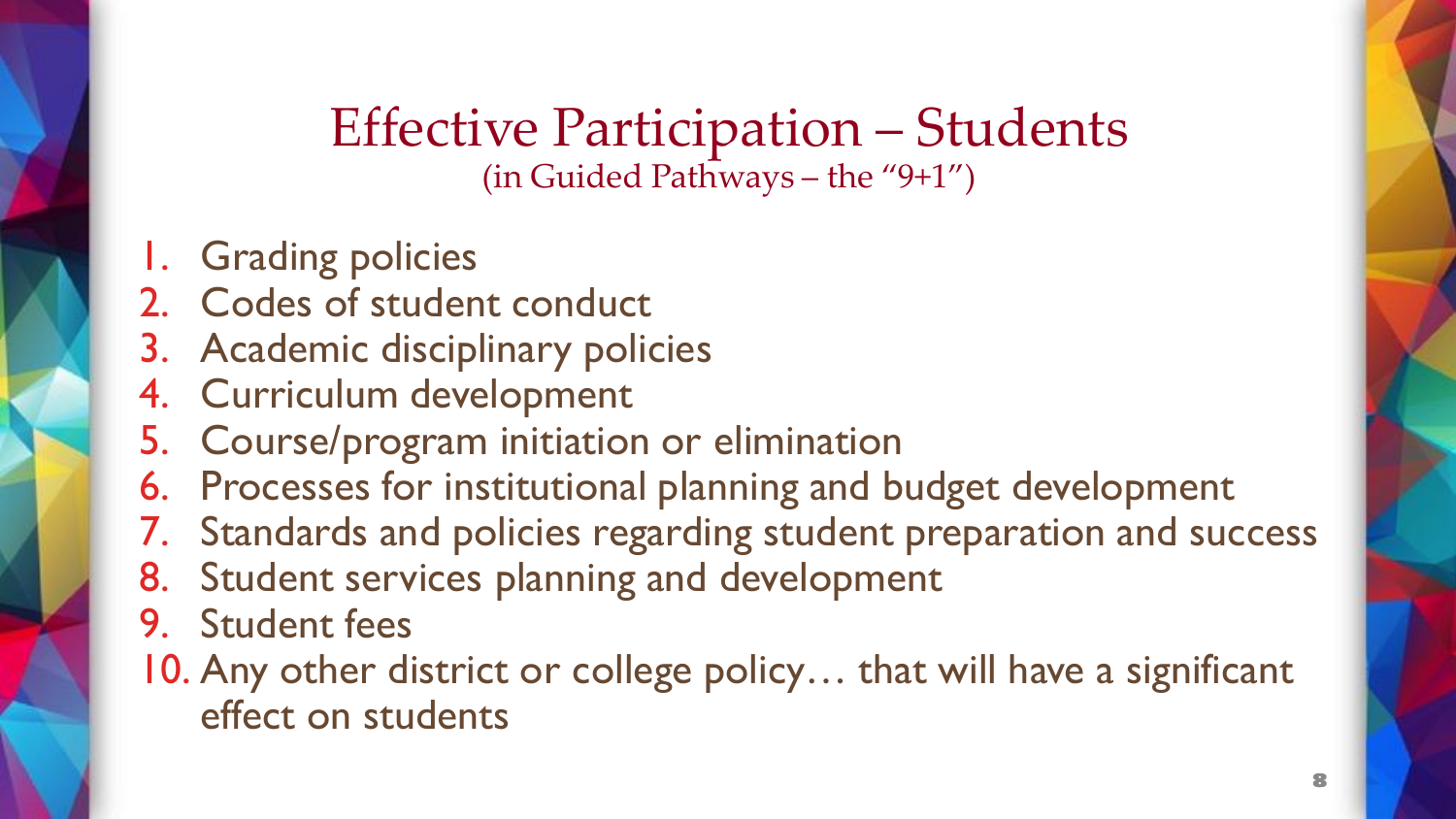# Effective Participation – Students

(in Guided Pathways – the "9+1")

1. Grading policies
2. Codes of student conduct
3. Academic disciplinary policies
4. Curriculum development
5. Course/program initiation or elimination
6. Processes for institutional planning and budget development
7. Standards and policies regarding student preparation and success
8. Student services planning and development
9. Student fees
10. Any other district or college policy… that will have a significant effect on students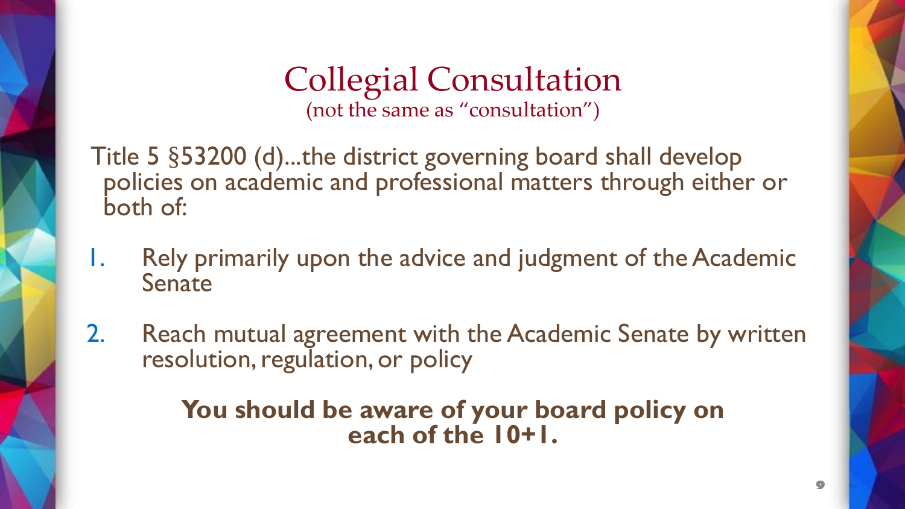# Collegial Consultation

(not the same as "consultation")

Title 5 §53200 (d)...the district governing board shall develop policies on academic and professional matters through either or both of:

1. Rely primarily upon the advice and judgment of the Academic Senate
2. Reach mutual agreement with the Academic Senate by written resolution, regulation, or policy

**You should be aware of your board policy on each of the 10+1.**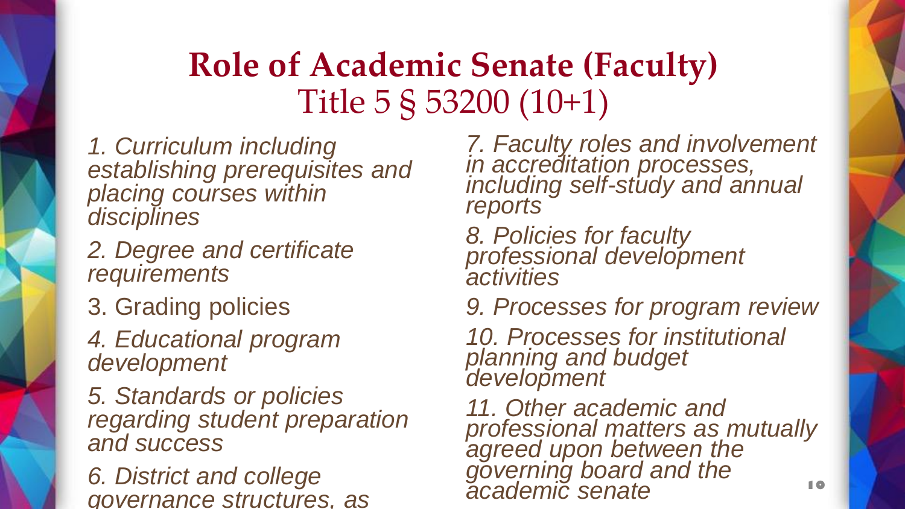# Role of Academic Senate (Faculty)

## Title 5 § 53200 (10+1)

1. *Curriculum including establishing prerequisites and placing courses within disciplines*
2. *Degree and certificate requirements*
3. Grading policies
4. *Educational program development*
5. *Standards or policies regarding student preparation and success*
6. *District and college governance structures, as*
7. *Faculty roles and involvement in accreditation processes, including self-study and annual reports*
8. *Policies for faculty professional development activities*
9. *Processes for program review*
10. *Processes for institutional planning and budget development*
11. *Other academic and professional matters as mutually agreed upon between the governing board and the academic senate*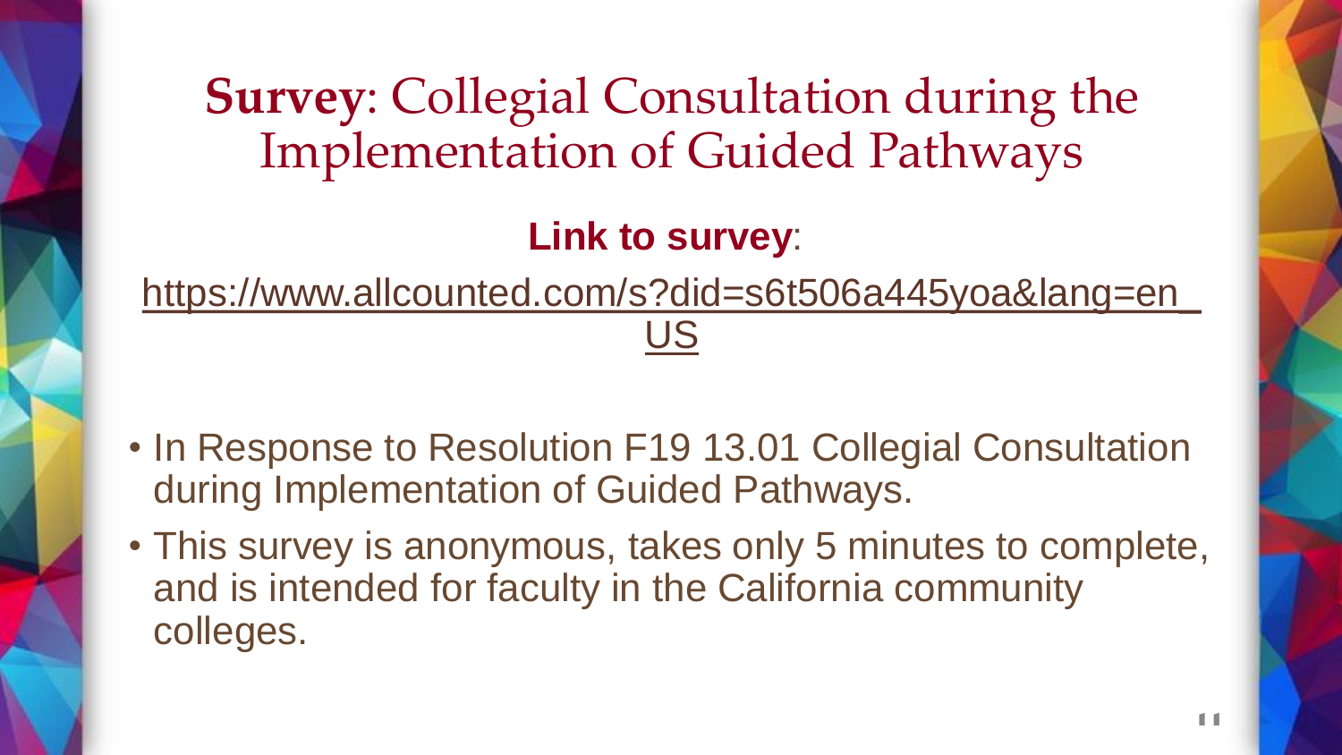# **Survey**: Collegial Consultation during the Implementation of Guided Pathways

**Link to survey**:

https://www.allcounted.com/s?did=s6t506a445yoa&lang=en_US

- In Response to Resolution F19 13.01 Collegial Consultation during Implementation of Guided Pathways.
- This survey is anonymous, takes only 5 minutes to complete, and is intended for faculty in the California community colleges.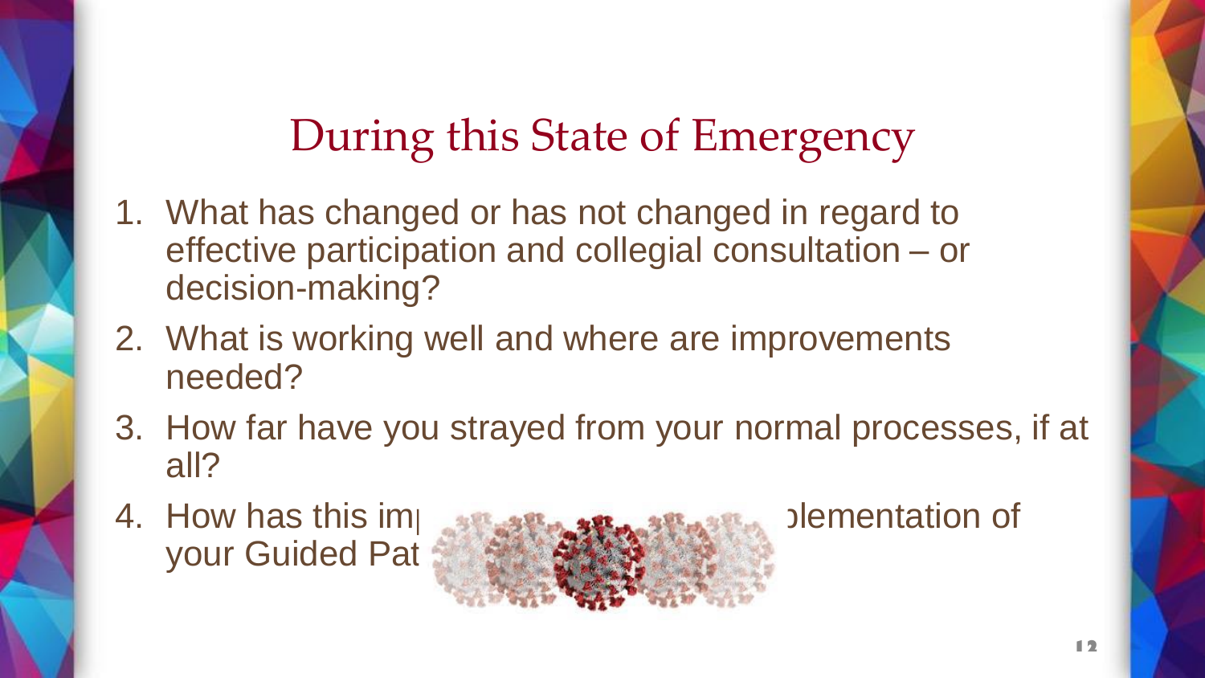# During this State of Emergency

1. What has changed or has not changed in regard to effective participation and collegial consultation – or decision-making?
2. What is working well and where are improvements needed?
3. How far have you strayed from your normal processes, if at all?
4. How has this im⁠ ⁠plementation of your Guided Pat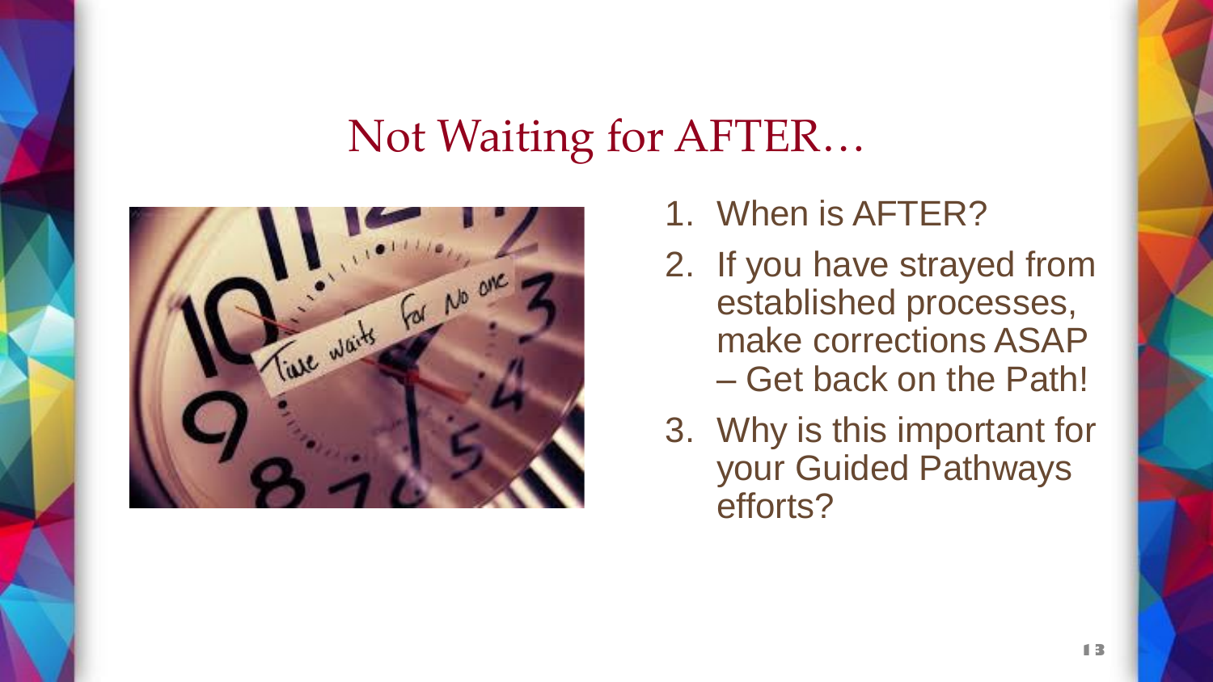# Not Waiting for AFTER…

1. When is AFTER?
2. If you have strayed from established processes, make corrections ASAP – Get back on the Path!
3. Why is this important for your Guided Pathways efforts?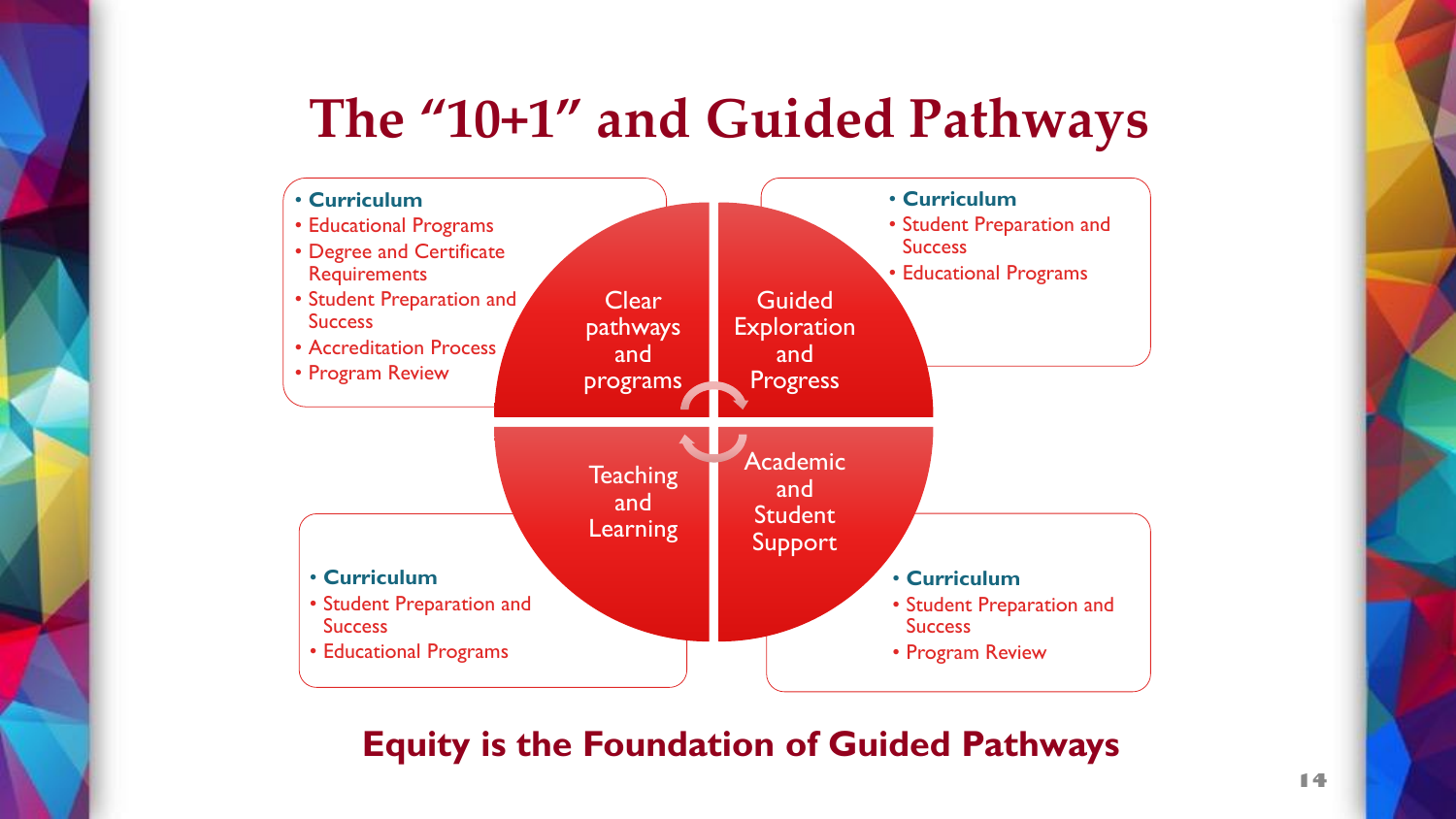# The "10+1" and Guided Pathways

## Clear pathways and programs

- **Curriculum**
- Educational Programs
- Degree and Certificate Requirements
- Student Preparation and Success
- Accreditation Process
- Program Review

## Guided Exploration and Progress

- **Curriculum**
- Student Preparation and Success
- Educational Programs

## Teaching and Learning

- **Curriculum**
- Student Preparation and Success
- Educational Programs

## Academic and Student Support

- **Curriculum**
- Student Preparation and Success
- Program Review

**Equity is the Foundation of Guided Pathways**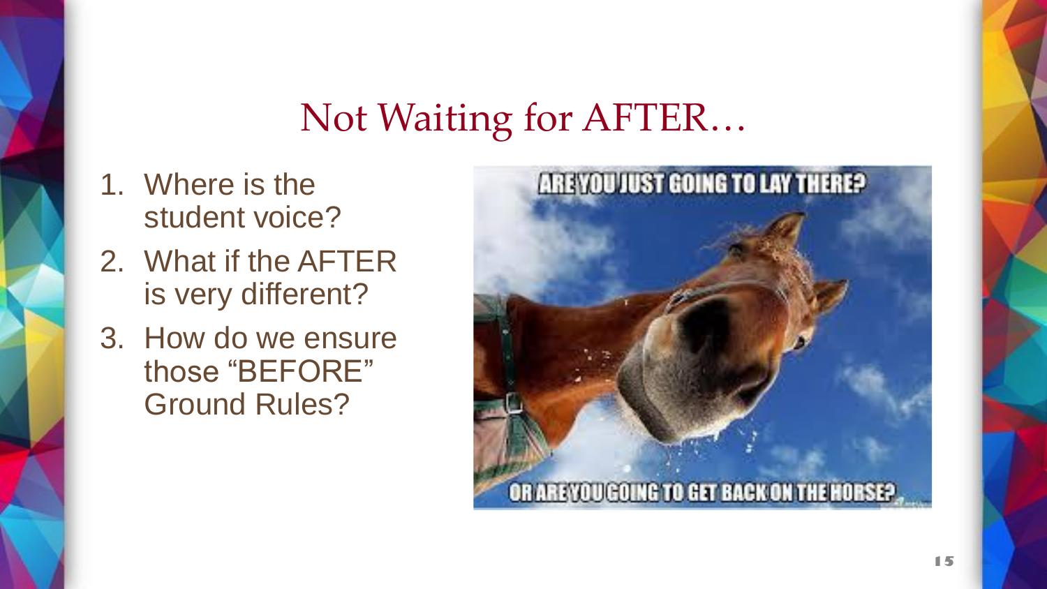# Not Waiting for AFTER…

1. Where is the student voice?
2. What if the AFTER is very different?
3. How do we ensure those “BEFORE” Ground Rules?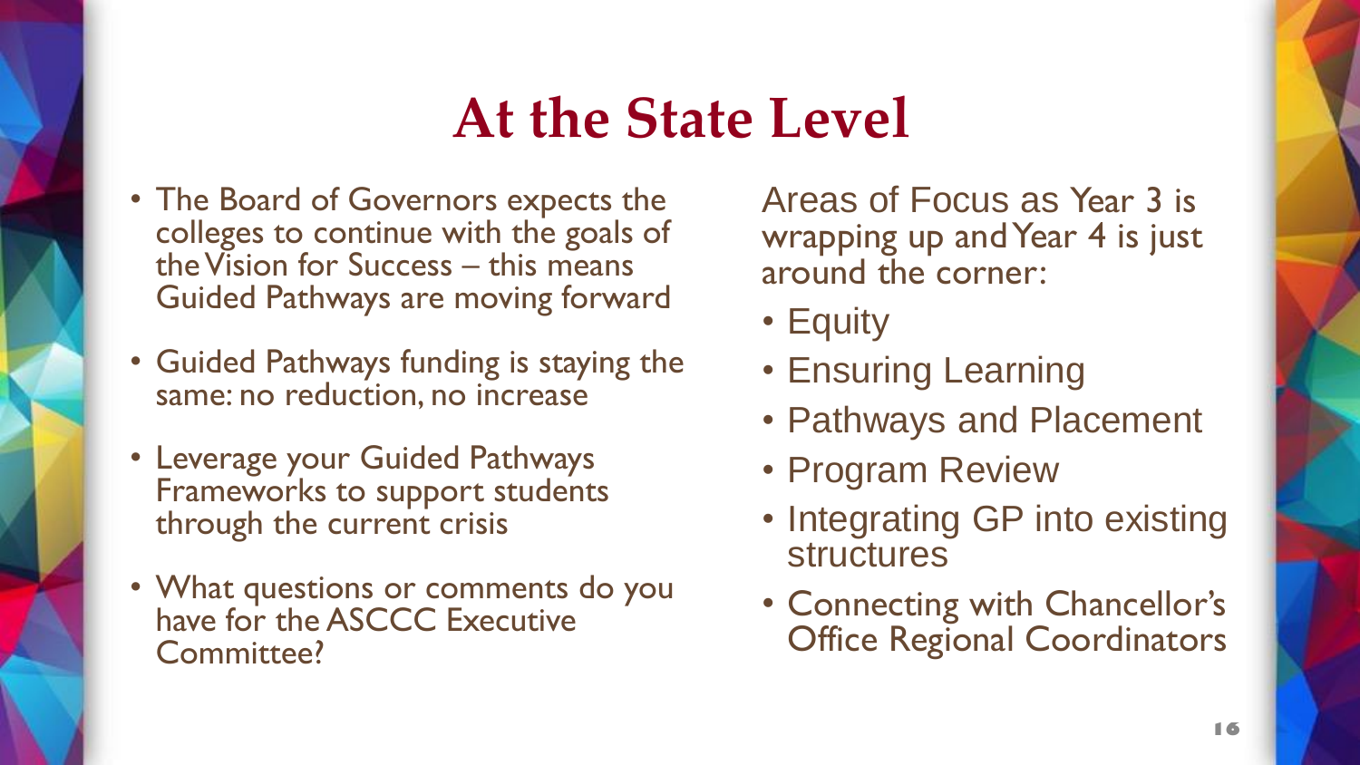# At the State Level

- The Board of Governors expects the colleges to continue with the goals of the Vision for Success – this means Guided Pathways are moving forward
- Guided Pathways funding is staying the same: no reduction, no increase
- Leverage your Guided Pathways Frameworks to support students through the current crisis
- What questions or comments do you have for the ASCCC Executive Committee?

Areas of Focus as Year 3 is wrapping up and Year 4 is just around the corner:

- Equity
- Ensuring Learning
- Pathways and Placement
- Program Review
- Integrating GP into existing structures
- Connecting with Chancellor's Office Regional Coordinators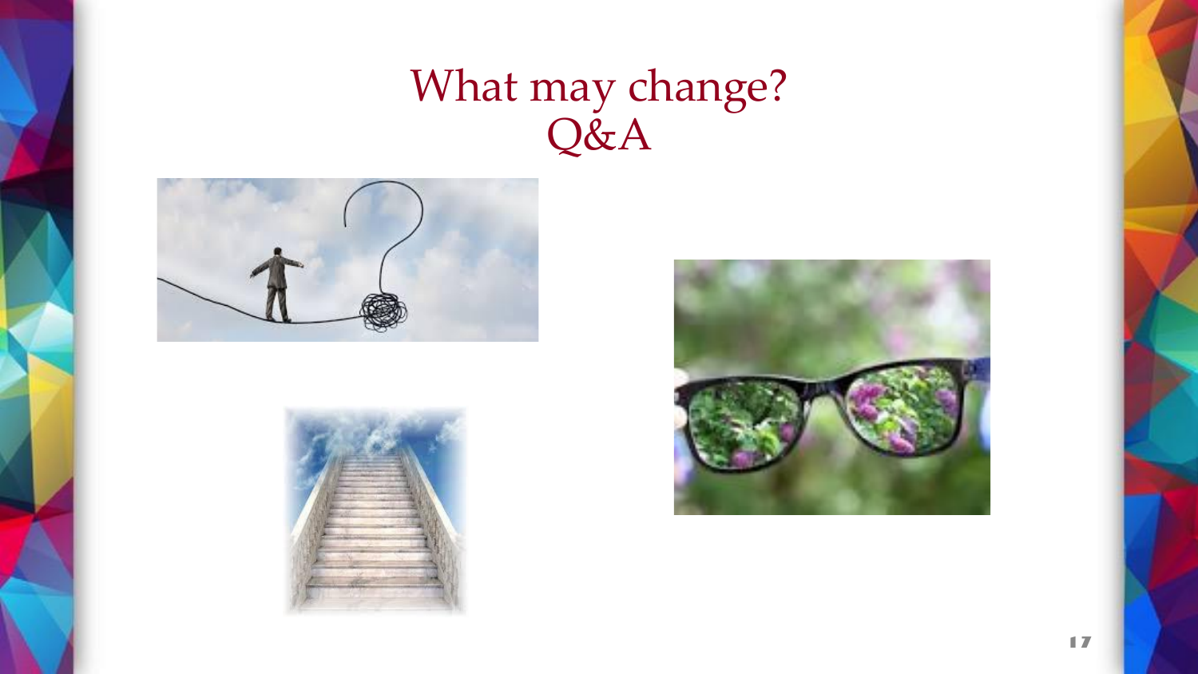# What may change?
# Q&A